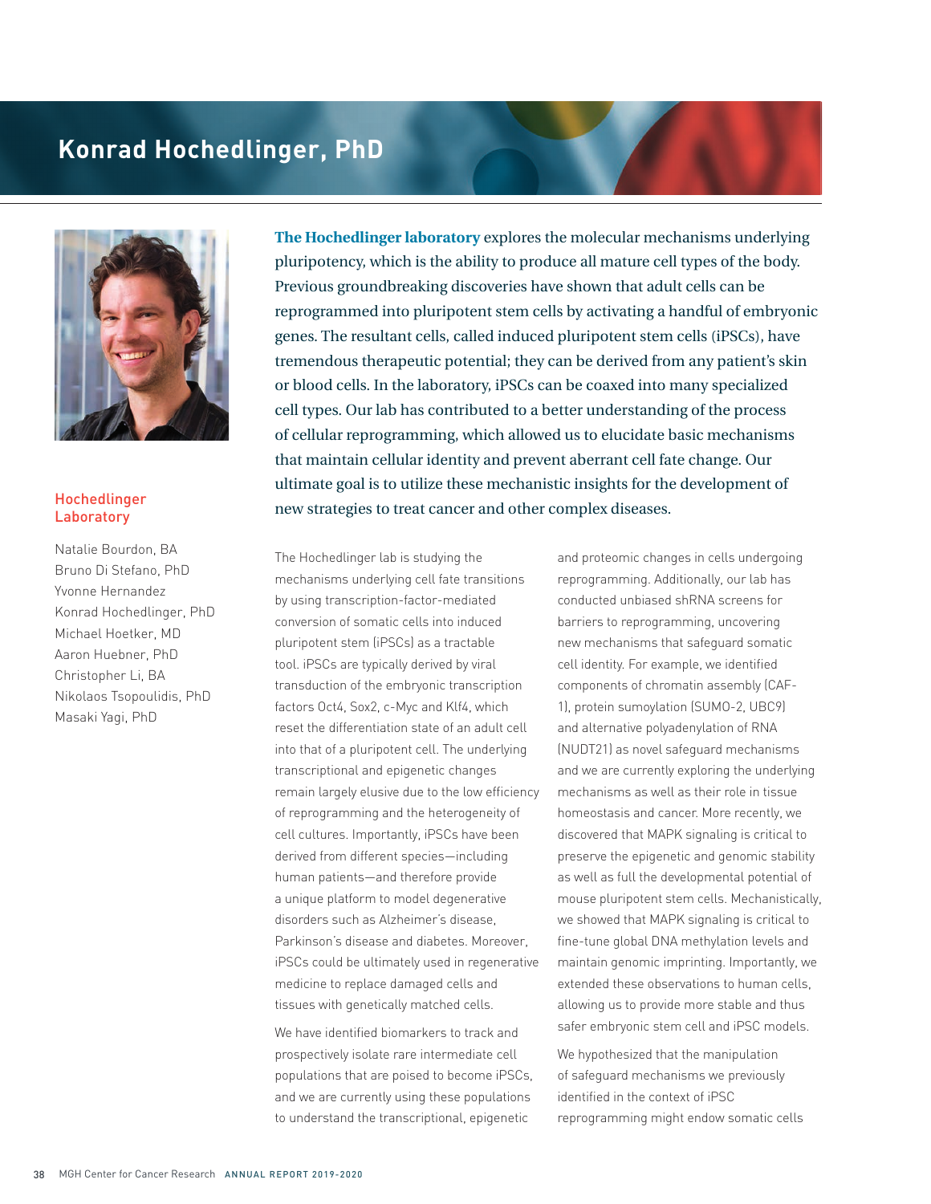# Konrad Hochedlinger, PhD

## Hochedlinger Laboratory

Natalie Bourdon, BA
Bruno Di Stefano, PhD
Yvonne Hernandez
Konrad Hochedlinger, PhD
Michael Hoetker, MD
Aaron Huebner, PhD
Christopher Li, BA
Nikolaos Tsopoulidis, PhD
Masaki Yagi, PhD

**The Hochedlinger laboratory** explores the molecular mechanisms underlying pluripotency, which is the ability to produce all mature cell types of the body. Previous groundbreaking discoveries have shown that adult cells can be reprogrammed into pluripotent stem cells by activating a handful of embryonic genes. The resultant cells, called induced pluripotent stem cells (iPSCs), have tremendous therapeutic potential; they can be derived from any patient's skin or blood cells. In the laboratory, iPSCs can be coaxed into many specialized cell types. Our lab has contributed to a better understanding of the process of cellular reprogramming, which allowed us to elucidate basic mechanisms that maintain cellular identity and prevent aberrant cell fate change. Our ultimate goal is to utilize these mechanistic insights for the development of new strategies to treat cancer and other complex diseases.

The Hochedlinger lab is studying the mechanisms underlying cell fate transitions by using transcription-factor-mediated conversion of somatic cells into induced pluripotent stem (iPSCs) as a tractable tool. iPSCs are typically derived by viral transduction of the embryonic transcription factors Oct4, Sox2, c-Myc and Klf4, which reset the differentiation state of an adult cell into that of a pluripotent cell. The underlying transcriptional and epigenetic changes remain largely elusive due to the low efficiency of reprogramming and the heterogeneity of cell cultures. Importantly, iPSCs have been derived from different species—including human patients—and therefore provide a unique platform to model degenerative disorders such as Alzheimer's disease, Parkinson's disease and diabetes. Moreover, iPSCs could be ultimately used in regenerative medicine to replace damaged cells and tissues with genetically matched cells.

We have identified biomarkers to track and prospectively isolate rare intermediate cell populations that are poised to become iPSCs, and we are currently using these populations to understand the transcriptional, epigenetic and proteomic changes in cells undergoing reprogramming. Additionally, our lab has conducted unbiased shRNA screens for barriers to reprogramming, uncovering new mechanisms that safeguard somatic cell identity. For example, we identified components of chromatin assembly (CAF-1), protein sumoylation (SUMO-2, UBC9) and alternative polyadenylation of RNA (NUDT21) as novel safeguard mechanisms and we are currently exploring the underlying mechanisms as well as their role in tissue homeostasis and cancer. More recently, we discovered that MAPK signaling is critical to preserve the epigenetic and genomic stability as well as full the developmental potential of mouse pluripotent stem cells. Mechanistically, we showed that MAPK signaling is critical to fine-tune global DNA methylation levels and maintain genomic imprinting. Importantly, we extended these observations to human cells, allowing us to provide more stable and thus safer embryonic stem cell and iPSC models.

We hypothesized that the manipulation of safeguard mechanisms we previously identified in the context of iPSC reprogramming might endow somatic cells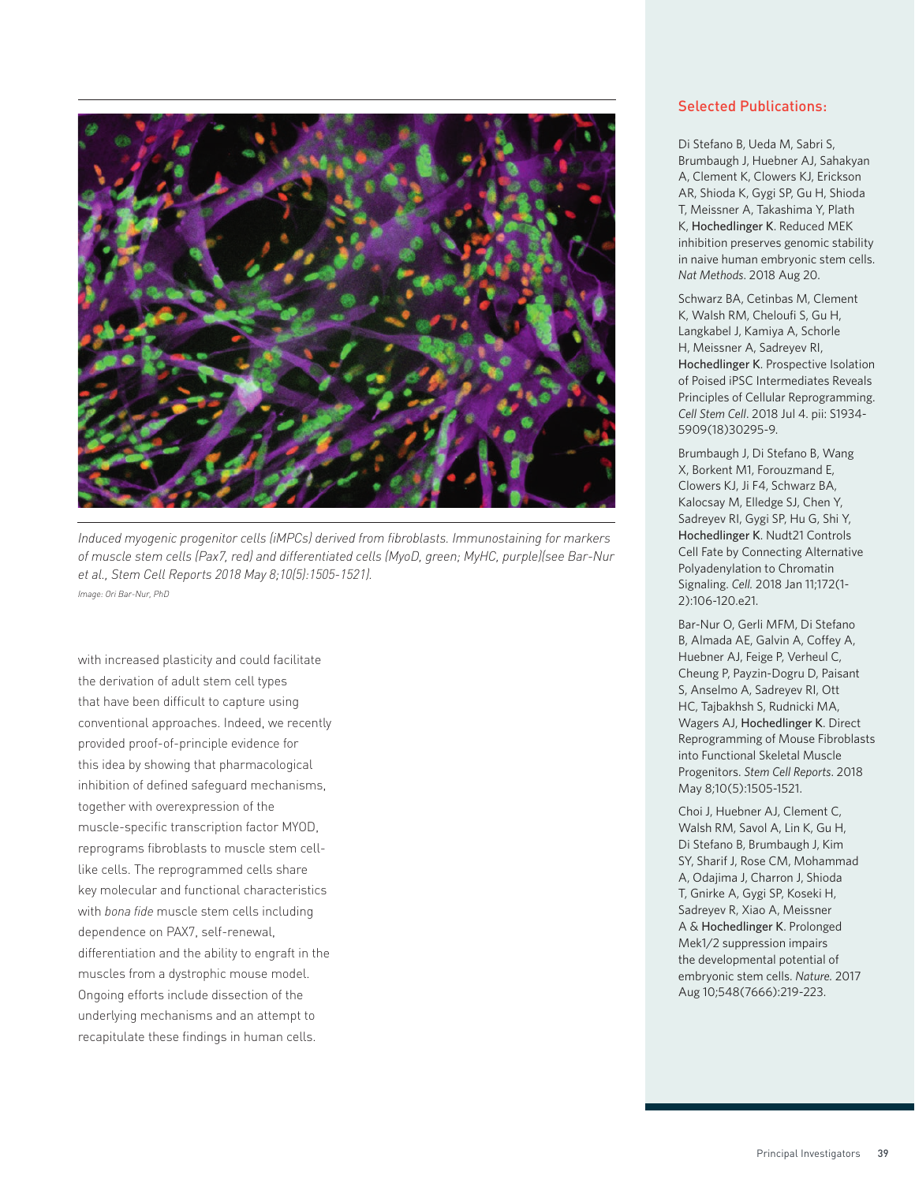*Induced myogenic progenitor cells (iMPCs) derived from fibroblasts. Immunostaining for markers of muscle stem cells (Pax7, red) and differentiated cells (MyoD, green; MyHC, purple)(see Bar-Nur et al., Stem Cell Reports 2018 May 8;10(5):1505-1521).*

*Image: Ori Bar-Nur, PhD*

with increased plasticity and could facilitate the derivation of adult stem cell types that have been difficult to capture using conventional approaches. Indeed, we recently provided proof-of-principle evidence for this idea by showing that pharmacological inhibition of defined safeguard mechanisms, together with overexpression of the muscle-specific transcription factor MYOD, reprograms fibroblasts to muscle stem cell-like cells. The reprogrammed cells share key molecular and functional characteristics with *bona fide* muscle stem cells including dependence on PAX7, self-renewal, differentiation and the ability to engraft in the muscles from a dystrophic mouse model. Ongoing efforts include dissection of the underlying mechanisms and an attempt to recapitulate these findings in human cells.

## Selected Publications:

Di Stefano B, Ueda M, Sabri S, Brumbaugh J, Huebner AJ, Sahakyan A, Clement K, Clowers KJ, Erickson AR, Shioda K, Gygi SP, Gu H, Shioda T, Meissner A, Takashima Y, Plath K, **Hochedlinger K**. Reduced MEK inhibition preserves genomic stability in naive human embryonic stem cells. *Nat Methods*. 2018 Aug 20.

Schwarz BA, Cetinbas M, Clement K, Walsh RM, Cheloufi S, Gu H, Langkabel J, Kamiya A, Schorle H, Meissner A, Sadreyev RI, **Hochedlinger K**. Prospective Isolation of Poised iPSC Intermediates Reveals Principles of Cellular Reprogramming. *Cell Stem Cell*. 2018 Jul 4. pii: S1934-5909(18)30295-9.

Brumbaugh J, Di Stefano B, Wang X, Borkent M1, Forouzmand E, Clowers KJ, Ji F4, Schwarz BA, Kalocsay M, Elledge SJ, Chen Y, Sadreyev RI, Gygi SP, Hu G, Shi Y, **Hochedlinger K**. Nudt21 Controls Cell Fate by Connecting Alternative Polyadenylation to Chromatin Signaling. *Cell.* 2018 Jan 11;172(1-2):106-120.e21.

Bar-Nur O, Gerli MFM, Di Stefano B, Almada AE, Galvin A, Coffey A, Huebner AJ, Feige P, Verheul C, Cheung P, Payzin-Dogru D, Paisant S, Anselmo A, Sadreyev RI, Ott HC, Tajbakhsh S, Rudnicki MA, Wagers AJ, **Hochedlinger K**. Direct Reprogramming of Mouse Fibroblasts into Functional Skeletal Muscle Progenitors. *Stem Cell Reports*. 2018 May 8;10(5):1505-1521.

Choi J, Huebner AJ, Clement C, Walsh RM, Savol A, Lin K, Gu H, Di Stefano B, Brumbaugh J, Kim SY, Sharif J, Rose CM, Mohammad A, Odajima J, Charron J, Shioda T, Gnirke A, Gygi SP, Koseki H, Sadreyev R, Xiao A, Meissner A & **Hochedlinger K**. Prolonged Mek1/2 suppression impairs the developmental potential of embryonic stem cells. *Nature.* 2017 Aug 10;548(7666):219-223.